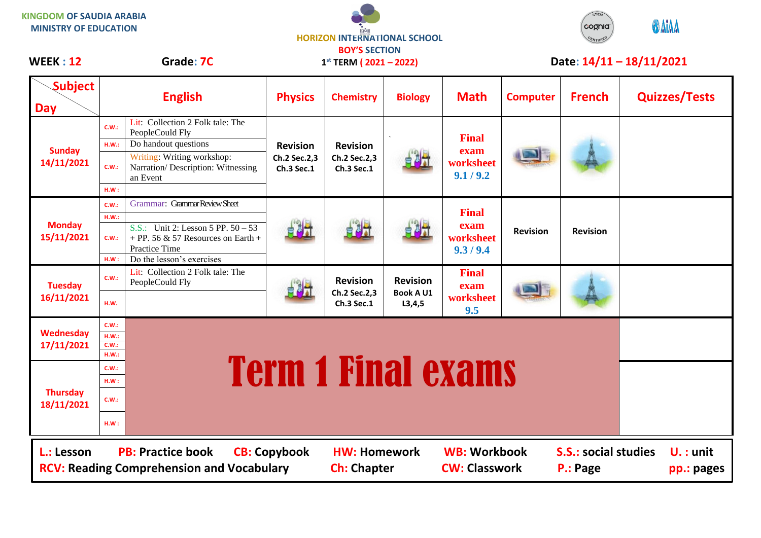KINGDOM OF SAUDIA ARABIA
MINISTRY OF EDUCATION

HORIZON INTERNATIONAL SCHOOL
BOY'S SECTION
1st TERM ( 2021 – 2022)

**WEEK : 12** **Grade: 7C** **Date: 14/11 – 18/11/2021**

| Day | | English | Physics | Chemistry | Biology | Math | Computer | French | Quizzes/Tests |
|---|---|---|---|---|---|---|---|---|---|
| Sunday 14/11/2021 | C.W.: | Lit: Collection 2 Folk tale: The PeopleCould Fly | Revision Ch.2 Sec.2,3 Ch.3 Sec.1 | Revision Ch.2 Sec.2,3 Ch.3 Sec.1 | | Final exam worksheet 9.1 / 9.2 | | | |
| | H.W.: | Do handout questions | | | | | | | |
| | C.W.: | Writing: Writing workshop: Narration/ Description: Witnessing an Event | | | | | | | |
| | H.W : | | | | | | | | |
| Monday 15/11/2021 | C.W.: | Grammar: Grammar Review Sheet | | | | Final exam worksheet 9.3 / 9.4 | Revision | Revision | |
| | H.W.: | | | | | | | | |
| | C.W.: | S.S.: Unit 2: Lesson 5 PP. 50 – 53 + PP. 56 & 57 Resources on Earth + Practice Time | | | | | | | |
| | H.W : | Do the lesson's exercises | | | | | | | |
| Tuesday 16/11/2021 | C.W.: | Lit: Collection 2 Folk tale: The PeopleCould Fly | | Revision Ch.2 Sec.2,3 Ch.3 Sec.1 | Revision Book A U1 L3,4,5 | Final exam worksheet 9.5 | | | |
| | H.W. | | | | | | | | |
| Wednesday 17/11/2021 | C.W.: | Term 1 Final exams | | | | | | | |
| | H.W.: | | | | | | | | |
| | C.W.: | | | | | | | | |
| | H.W.: | | | | | | | | |
| Thursday 18/11/2021 | C.W.: | | | | | | | | |
| | H.W : | | | | | | | | |
| | C.W.: | | | | | | | | |
| | H.W : | | | | | | | | |

L.: Lesson | PB: Practice book | CB: Copybook | HW: Homework | WB: Workbook | S.S.: social studies | U. : unit
RCV: Reading Comprehension and Vocabulary | Ch: Chapter | CW: Classwork | P.: Page | pp.: pages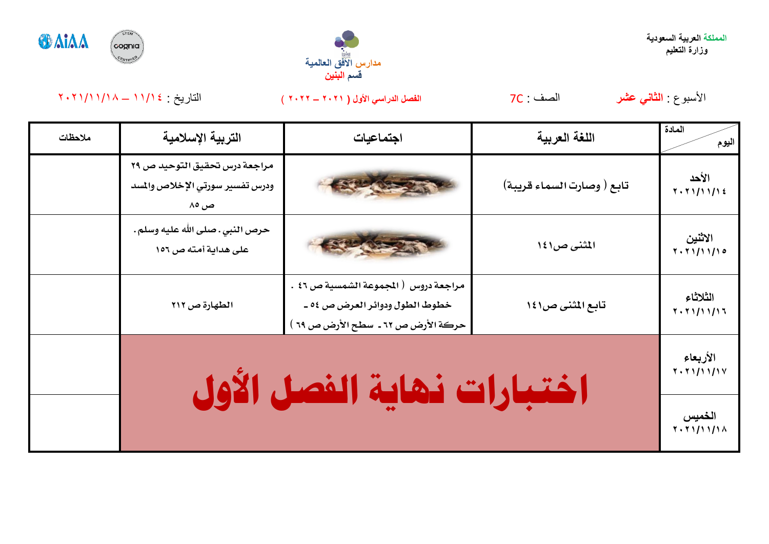المملكة العربية السعودية
وزارة التعليم

مدارس الأفق العالمية
قسم البنين

الأسبوع : الثاني عشر　　الصف : 7C　　الفصل الدراسي الأول ( ٢٠٢١ ـ ٢٠٢٢ )　　التاريخ : ١١/١٤ ـ ٢٠٢١/١١/١٨

| اليوم / المادة | اللغة العربية | اجتماعيات | التربية الإسلامية | ملاحظات |
|---|---|---|---|---|
| الأحد ٢٠٢١/١١/١٤ | تابع ( وصارت السماء قريبة) | | مراجعة درس تحقيق التوحيد ص ٢٩ ودرس تفسير سورتي الإخلاص والمسد ص ٨٥ | |
| الاثنين ٢٠٢١/١١/١٥ | المثنى ص١٤١ | | حرص النبي . صلى الله عليه وسلم . على هداية أمته ص ١٥٦ | |
| الثلاثاء ٢٠٢١/١١/١٦ | تابع المثنى ص١٤١ | مراجعة دروس ( المجموعة الشمسية ص ٤٦ . خطوط الطول ودوائر العرض ص ٥٤ ـ حركة الأرض ص ٦٢ ـ سطح الأرض ص ٦٩ ) | الطهارة ص ٢١٢ | |
| الأربعاء ٢٠٢١/١١/١٧ | اختبارات نهاية الفصل الأول | | | |
| الخميس ٢٠٢١/١١/١٨ | | | | |